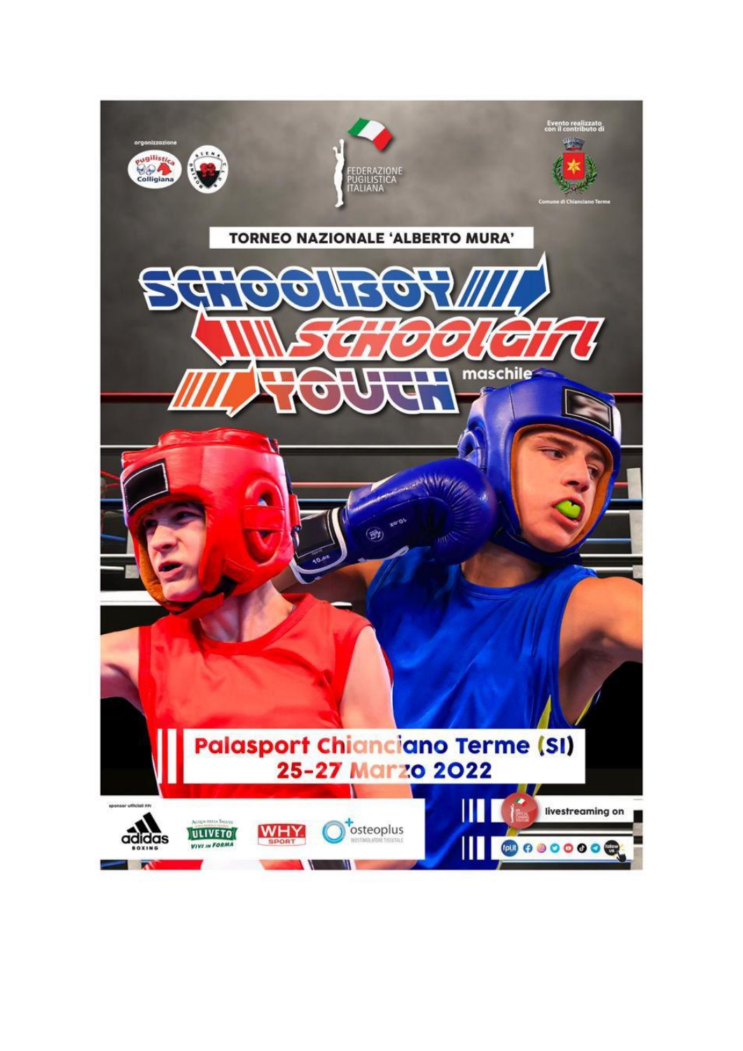organizzazione

Pugilistica Colligiana

FEDERAZIONE PUGILISTICA ITALIANA

Evento realizzato con il contributo di

Comune di Chianciano Terme

## TORNEO NAZIONALE 'ALBERTO MURA'

# SCHOOLBOY SCHOOLGIRL YOUTH maschile

**Palasport Chianciano Terme (SI)**
**25-27 Marzo 2022**

sponsor ufficiali FPI

adidas BOXING — ULIVETO Acqua della Salute VIVI IN FORMA — WHY SPORT — osteoplus BIOSTIMOLATORE TISSUTALE

livestreaming on

fpi.it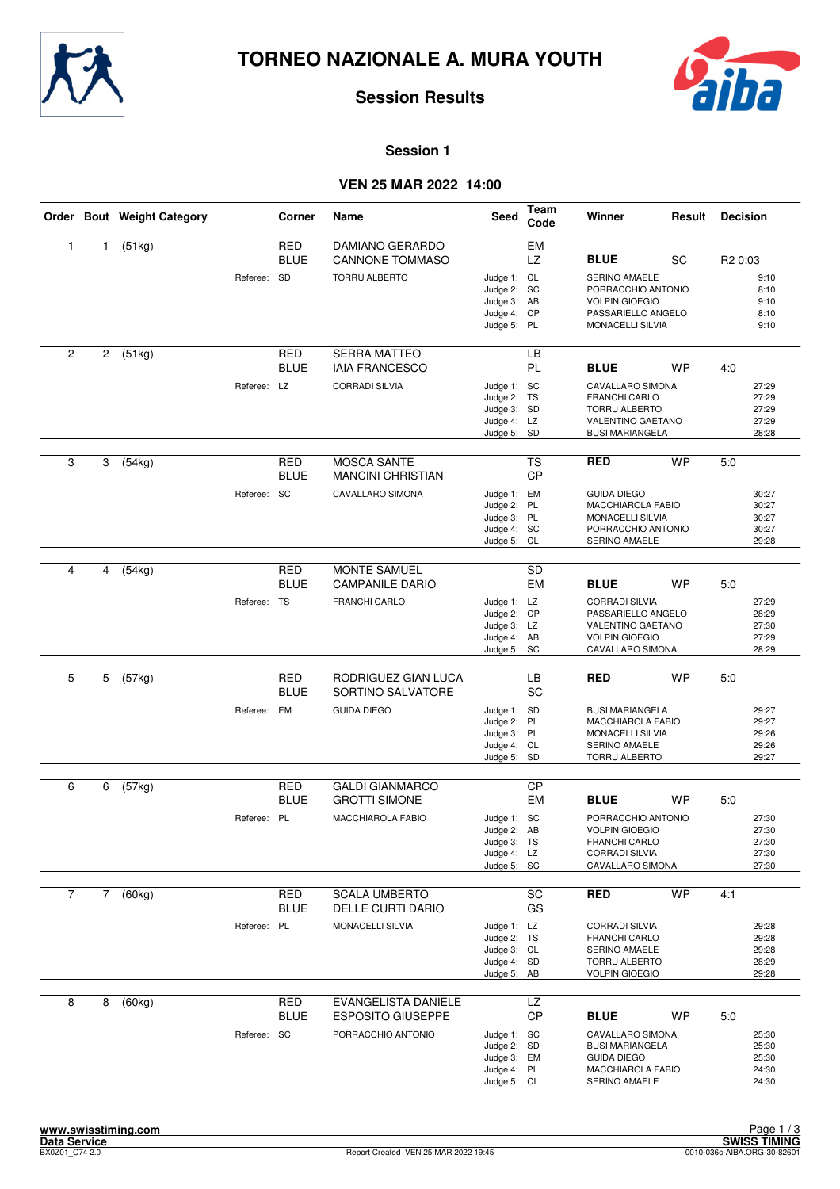# TORNEO NAZIONALE A. MURA YOUTH

## Session Results

### Session 1

### VEN 25 MAR 2022 14:00

| Order | Bout | Weight Category | Corner | Name | Seed | Team Code | Winner | Result | Decision |
|---|---|---|---|---|---|---|---|---|---|
| 1 | 1 | (51kg) | RED | DAMIANO GERARDO | | EM | | | |
| | | | BLUE | CANNONE TOMMASO | | LZ | **BLUE** | SC | R2 0:03 |
| | | Referee: | SD | TORRU ALBERTO | Judge 1: | CL | SERINO AMAELE | | 9:10 |
| | | | | | Judge 2: | SC | PORRACCHIO ANTONIO | | 8:10 |
| | | | | | Judge 3: | AB | VOLPIN GIOEGIO | | 9:10 |
| | | | | | Judge 4: | CP | PASSARIELLO ANGELO | | 8:10 |
| | | | | | Judge 5: | PL | MONACELLI SILVIA | | 9:10 |
| 2 | 2 | (51kg) | RED | SERRA MATTEO | | LB | | | |
| | | | BLUE | IAIA FRANCESCO | | PL | **BLUE** | WP | 4:0 |
| | | Referee: | LZ | CORRADI SILVIA | Judge 1: | SC | CAVALLARO SIMONA | | 27:29 |
| | | | | | Judge 2: | TS | FRANCHI CARLO | | 27:29 |
| | | | | | Judge 3: | SD | TORRU ALBERTO | | 27:29 |
| | | | | | Judge 4: | LZ | VALENTINO GAETANO | | 27:29 |
| | | | | | Judge 5: | SD | BUSI MARIANGELA | | 28:28 |
| 3 | 3 | (54kg) | RED | MOSCA SANTE | | TS | **RED** | WP | 5:0 |
| | | | BLUE | MANCINI CHRISTIAN | | CP | | | |
| | | Referee: | SC | CAVALLARO SIMONA | Judge 1: | EM | GUIDA DIEGO | | 30:27 |
| | | | | | Judge 2: | PL | MACCHIAROLA FABIO | | 30:27 |
| | | | | | Judge 3: | PL | MONACELLI SILVIA | | 30:27 |
| | | | | | Judge 4: | SC | PORRACCHIO ANTONIO | | 30:27 |
| | | | | | Judge 5: | CL | SERINO AMAELE | | 29:28 |
| 4 | 4 | (54kg) | RED | MONTE SAMUEL | | SD | | | |
| | | | BLUE | CAMPANILE DARIO | | EM | **BLUE** | WP | 5:0 |
| | | Referee: | TS | FRANCHI CARLO | Judge 1: | LZ | CORRADI SILVIA | | 27:29 |
| | | | | | Judge 2: | CP | PASSARIELLO ANGELO | | 28:29 |
| | | | | | Judge 3: | LZ | VALENTINO GAETANO | | 27:30 |
| | | | | | Judge 4: | AB | VOLPIN GIOEGIO | | 27:29 |
| | | | | | Judge 5: | SC | CAVALLARO SIMONA | | 28:29 |
| 5 | 5 | (57kg) | RED | RODRIGUEZ GIAN LUCA | | LB | **RED** | WP | 5:0 |
| | | | BLUE | SORTINO SALVATORE | | SC | | | |
| | | Referee: | EM | GUIDA DIEGO | Judge 1: | SD | BUSI MARIANGELA | | 29:27 |
| | | | | | Judge 2: | PL | MACCHIAROLA FABIO | | 29:27 |
| | | | | | Judge 3: | PL | MONACELLI SILVIA | | 29:26 |
| | | | | | Judge 4: | CL | SERINO AMAELE | | 29:26 |
| | | | | | Judge 5: | SD | TORRU ALBERTO | | 29:27 |
| 6 | 6 | (57kg) | RED | GALDI GIANMARCO | | CP | | | |
| | | | BLUE | GROTTI SIMONE | | EM | **BLUE** | WP | 5:0 |
| | | Referee: | PL | MACCHIAROLA FABIO | Judge 1: | SC | PORRACCHIO ANTONIO | | 27:30 |
| | | | | | Judge 2: | AB | VOLPIN GIOEGIO | | 27:30 |
| | | | | | Judge 3: | TS | FRANCHI CARLO | | 27:30 |
| | | | | | Judge 4: | LZ | CORRADI SILVIA | | 27:30 |
| | | | | | Judge 5: | SC | CAVALLARO SIMONA | | 27:30 |
| 7 | 7 | (60kg) | RED | SCALA UMBERTO | | SC | **RED** | WP | 4:1 |
| | | | BLUE | DELLE CURTI DARIO | | GS | | | |
| | | Referee: | PL | MONACELLI SILVIA | Judge 1: | LZ | CORRADI SILVIA | | 29:28 |
| | | | | | Judge 2: | TS | FRANCHI CARLO | | 29:28 |
| | | | | | Judge 3: | CL | SERINO AMAELE | | 29:28 |
| | | | | | Judge 4: | SD | TORRU ALBERTO | | 28:29 |
| | | | | | Judge 5: | AB | VOLPIN GIOEGIO | | 29:28 |
| 8 | 8 | (60kg) | RED | EVANGELISTA DANIELE | | LZ | | | |
| | | | BLUE | ESPOSITO GIUSEPPE | | CP | **BLUE** | WP | 5:0 |
| | | Referee: | SC | PORRACCHIO ANTONIO | Judge 1: | SC | CAVALLARO SIMONA | | 25:30 |
| | | | | | Judge 2: | SD | BUSI MARIANGELA | | 25:30 |
| | | | | | Judge 3: | EM | GUIDA DIEGO | | 25:30 |
| | | | | | Judge 4: | PL | MACCHIAROLA FABIO | | 24:30 |
| | | | | | Judge 5: | CL | SERINO AMAELE | | 24:30 |

www.swisstiming.com
Data Service
BX0Z01_C74 2.0

Report Created VEN 25 MAR 2022 19:45

SWISS TIMING
0010-036c-AIBA.ORG-30-82601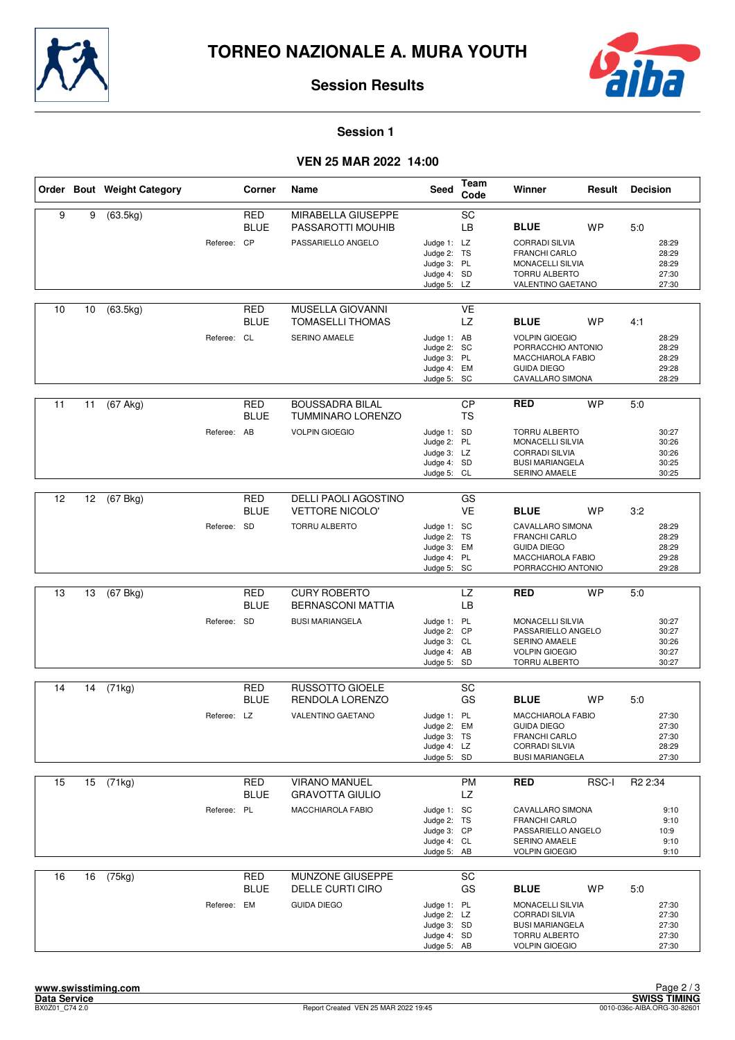# TORNEO NAZIONALE A. MURA YOUTH

## Session Results

### Session 1

### VEN 25 MAR 2022 14:00

| Order | Bout | Weight Category | Corner | Name | Seed | Team Code | Winner | Result | Decision |
|---|---|---|---|---|---|---|---|---|---|
| 9 | 9 | (63.5kg) | RED | MIRABELLA GIUSEPPE | | SC | | | |
| | | | BLUE | PASSAROTTI MOUHIB | | LB | **BLUE** | WP | 5:0 |
| | | Referee: | CP | PASSARIELLO ANGELO | Judge 1: | LZ | CORRADI SILVIA | | 28:29 |
| | | | | | Judge 2: | TS | FRANCHI CARLO | | 28:29 |
| | | | | | Judge 3: | PL | MONACELLI SILVIA | | 28:29 |
| | | | | | Judge 4: | SD | TORRU ALBERTO | | 27:30 |
| | | | | | Judge 5: | LZ | VALENTINO GAETANO | | 27:30 |
| 10 | 10 | (63.5kg) | RED | MUSELLA GIOVANNI | | VE | | | |
| | | | BLUE | TOMASELLI THOMAS | | LZ | **BLUE** | WP | 4:1 |
| | | Referee: | CL | SERINO AMAELE | Judge 1: | AB | VOLPIN GIOEGIO | | 28:29 |
| | | | | | Judge 2: | SC | PORRACCHIO ANTONIO | | 28:29 |
| | | | | | Judge 3: | PL | MACCHIAROLA FABIO | | 28:29 |
| | | | | | Judge 4: | EM | GUIDA DIEGO | | 29:28 |
| | | | | | Judge 5: | SC | CAVALLARO SIMONA | | 28:29 |
| 11 | 11 | (67 Akg) | RED | BOUSSADRA BILAL | | CP | **RED** | WP | 5:0 |
| | | | BLUE | TUMMINARO LORENZO | | TS | | | |
| | | Referee: | AB | VOLPIN GIOEGIO | Judge 1: | SD | TORRU ALBERTO | | 30:27 |
| | | | | | Judge 2: | PL | MONACELLI SILVIA | | 30:26 |
| | | | | | Judge 3: | LZ | CORRADI SILVIA | | 30:26 |
| | | | | | Judge 4: | SD | BUSI MARIANGELA | | 30:25 |
| | | | | | Judge 5: | CL | SERINO AMAELE | | 30:25 |
| 12 | 12 | (67 Bkg) | RED | DELLI PAOLI AGOSTINO | | GS | | | |
| | | | BLUE | VETTORE NICOLO' | | VE | **BLUE** | WP | 3:2 |
| | | Referee: | SD | TORRU ALBERTO | Judge 1: | SC | CAVALLARO SIMONA | | 28:29 |
| | | | | | Judge 2: | TS | FRANCHI CARLO | | 28:29 |
| | | | | | Judge 3: | EM | GUIDA DIEGO | | 28:29 |
| | | | | | Judge 4: | PL | MACCHIAROLA FABIO | | 29:28 |
| | | | | | Judge 5: | SC | PORRACCHIO ANTONIO | | 29:28 |
| 13 | 13 | (67 Bkg) | RED | CURY ROBERTO | | LZ | **RED** | WP | 5:0 |
| | | | BLUE | BERNASCONI MATTIA | | LB | | | |
| | | Referee: | SD | BUSI MARIANGELA | Judge 1: | PL | MONACELLI SILVIA | | 30:27 |
| | | | | | Judge 2: | CP | PASSARIELLO ANGELO | | 30:27 |
| | | | | | Judge 3: | CL | SERINO AMAELE | | 30:26 |
| | | | | | Judge 4: | AB | VOLPIN GIOEGIO | | 30:27 |
| | | | | | Judge 5: | SD | TORRU ALBERTO | | 30:27 |
| 14 | 14 | (71kg) | RED | RUSSOTTO GIOELE | | SC | | | |
| | | | BLUE | RENDOLA LORENZO | | GS | **BLUE** | WP | 5:0 |
| | | Referee: | LZ | VALENTINO GAETANO | Judge 1: | PL | MACCHIAROLA FABIO | | 27:30 |
| | | | | | Judge 2: | EM | GUIDA DIEGO | | 27:30 |
| | | | | | Judge 3: | TS | FRANCHI CARLO | | 27:30 |
| | | | | | Judge 4: | LZ | CORRADI SILVIA | | 28:29 |
| | | | | | Judge 5: | SD | BUSI MARIANGELA | | 27:30 |
| 15 | 15 | (71kg) | RED | VIRANO MANUEL | | PM | **RED** | RSC-I | R2 2:34 |
| | | | BLUE | GRAVOTTA GIULIO | | LZ | | | |
| | | Referee: | PL | MACCHIAROLA FABIO | Judge 1: | SC | CAVALLARO SIMONA | | 9:10 |
| | | | | | Judge 2: | TS | FRANCHI CARLO | | 9:10 |
| | | | | | Judge 3: | CP | PASSARIELLO ANGELO | | 10:9 |
| | | | | | Judge 4: | CL | SERINO AMAELE | | 9:10 |
| | | | | | Judge 5: | AB | VOLPIN GIOEGIO | | 9:10 |
| 16 | 16 | (75kg) | RED | MUNZONE GIUSEPPE | | SC | | | |
| | | | BLUE | DELLE CURTI CIRO | | GS | **BLUE** | WP | 5:0 |
| | | Referee: | EM | GUIDA DIEGO | Judge 1: | PL | MONACELLI SILVIA | | 27:30 |
| | | | | | Judge 2: | LZ | CORRADI SILVIA | | 27:30 |
| | | | | | Judge 3: | SD | BUSI MARIANGELA | | 27:30 |
| | | | | | Judge 4: | SD | TORRU ALBERTO | | 27:30 |
| | | | | | Judge 5: | AB | VOLPIN GIOEGIO | | 27:30 |

www.swisstiming.com
Data Service
BX0Z01_C74 2.0

Report Created VEN 25 MAR 2022 19:45

SWISS TIMING
0010-036c-AIBA.ORG-30-82601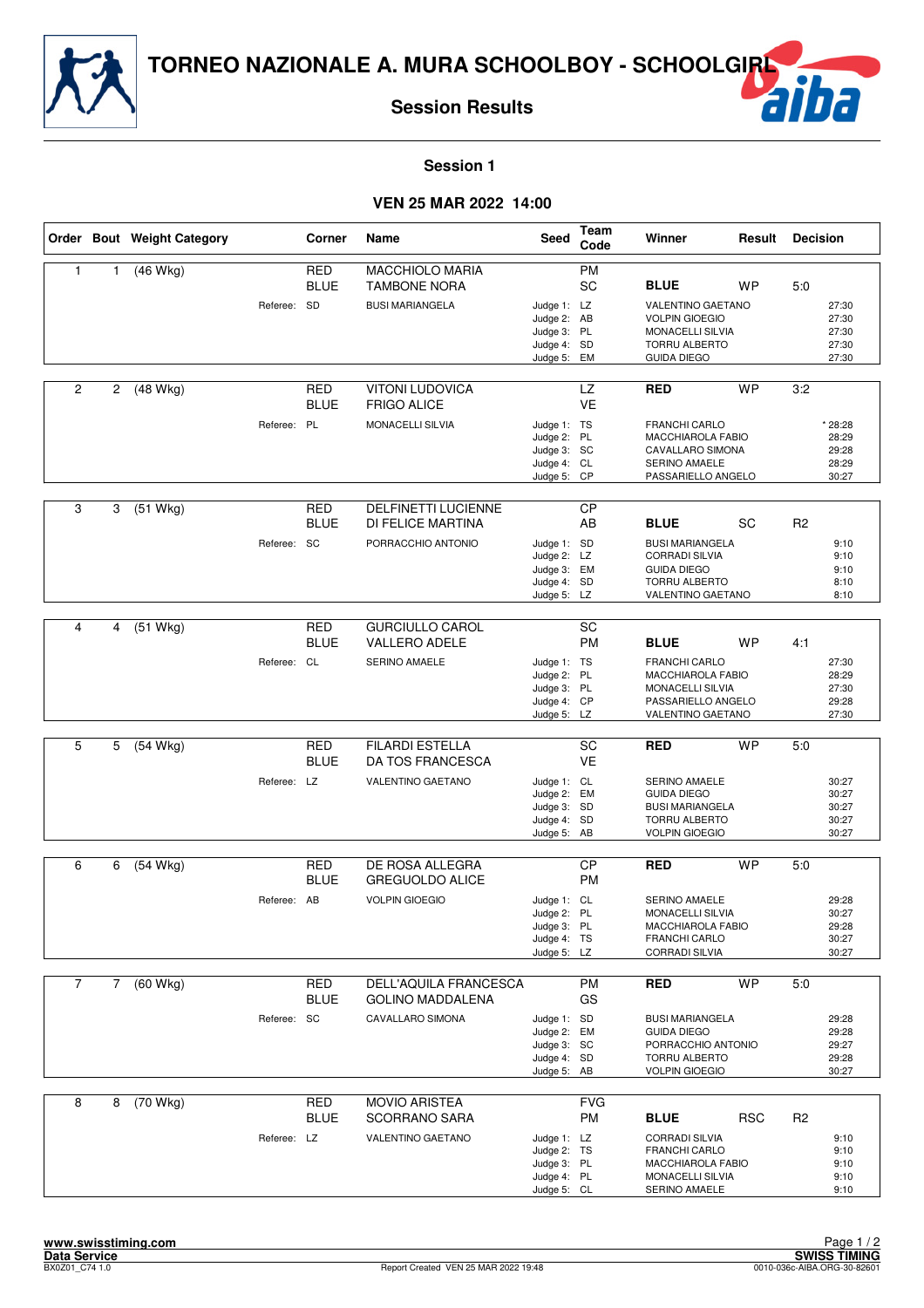# TORNEO NAZIONALE A. MURA SCHOOLBOY - SCHOOLGIRL

## Session Results

### Session 1

### VEN 25 MAR 2022 14:00

| Order | Bout | Weight Category | Corner | Name | Seed | Team Code | Winner | Result | Decision |
|---|---|---|---|---|---|---|---|---|---|
| 1 | 1 | (46 Wkg) | RED | MACCHIOLO MARIA | | PM | | | |
| | | | BLUE | TAMBONE NORA | | SC | **BLUE** | WP | 5:0 |
| | | Referee: | SD | BUSI MARIANGELA | Judge 1: | LZ | VALENTINO GAETANO | | 27:30 |
| | | | | | Judge 2: | AB | VOLPIN GIOEGIO | | 27:30 |
| | | | | | Judge 3: | PL | MONACELLI SILVIA | | 27:30 |
| | | | | | Judge 4: | SD | TORRU ALBERTO | | 27:30 |
| | | | | | Judge 5: | EM | GUIDA DIEGO | | 27:30 |
| 2 | 2 | (48 Wkg) | RED | VITONI LUDOVICA | | LZ | **RED** | WP | 3:2 |
| | | | BLUE | FRIGO ALICE | | VE | | | |
| | | Referee: | PL | MONACELLI SILVIA | Judge 1: | TS | FRANCHI CARLO | | * 28:28 |
| | | | | | Judge 2: | PL | MACCHIAROLA FABIO | | 28:29 |
| | | | | | Judge 3: | SC | CAVALLARO SIMONA | | 29:28 |
| | | | | | Judge 4: | CL | SERINO AMAELE | | 28:29 |
| | | | | | Judge 5: | CP | PASSARIELLO ANGELO | | 30:27 |
| 3 | 3 | (51 Wkg) | RED | DELFINETTI LUCIENNE | | CP | | | |
| | | | BLUE | DI FELICE MARTINA | | AB | **BLUE** | SC | R2 |
| | | Referee: | SC | PORRACCHIO ANTONIO | Judge 1: | SD | BUSI MARIANGELA | | 9:10 |
| | | | | | Judge 2: | LZ | CORRADI SILVIA | | 9:10 |
| | | | | | Judge 3: | EM | GUIDA DIEGO | | 9:10 |
| | | | | | Judge 4: | SD | TORRU ALBERTO | | 8:10 |
| | | | | | Judge 5: | LZ | VALENTINO GAETANO | | 8:10 |
| 4 | 4 | (51 Wkg) | RED | GURCIULLO CAROL | | SC | | | |
| | | | BLUE | VALLERO ADELE | | PM | **BLUE** | WP | 4:1 |
| | | Referee: | CL | SERINO AMAELE | Judge 1: | TS | FRANCHI CARLO | | 27:30 |
| | | | | | Judge 2: | PL | MACCHIAROLA FABIO | | 28:29 |
| | | | | | Judge 3: | PL | MONACELLI SILVIA | | 27:30 |
| | | | | | Judge 4: | CP | PASSARIELLO ANGELO | | 29:28 |
| | | | | | Judge 5: | LZ | VALENTINO GAETANO | | 27:30 |
| 5 | 5 | (54 Wkg) | RED | FILARDI ESTELLA | | SC | **RED** | WP | 5:0 |
| | | | BLUE | DA TOS FRANCESCA | | VE | | | |
| | | Referee: | LZ | VALENTINO GAETANO | Judge 1: | CL | SERINO AMAELE | | 30:27 |
| | | | | | Judge 2: | EM | GUIDA DIEGO | | 30:27 |
| | | | | | Judge 3: | SD | BUSI MARIANGELA | | 30:27 |
| | | | | | Judge 4: | SD | TORRU ALBERTO | | 30:27 |
| | | | | | Judge 5: | AB | VOLPIN GIOEGIO | | 30:27 |
| 6 | 6 | (54 Wkg) | RED | DE ROSA ALLEGRA | | CP | **RED** | WP | 5:0 |
| | | | BLUE | GREGUOLDO ALICE | | PM | | | |
| | | Referee: | AB | VOLPIN GIOEGIO | Judge 1: | CL | SERINO AMAELE | | 29:28 |
| | | | | | Judge 2: | PL | MONACELLI SILVIA | | 30:27 |
| | | | | | Judge 3: | PL | MACCHIAROLA FABIO | | 29:28 |
| | | | | | Judge 4: | TS | FRANCHI CARLO | | 30:27 |
| | | | | | Judge 5: | LZ | CORRADI SILVIA | | 30:27 |
| 7 | 7 | (60 Wkg) | RED | DELL'AQUILA FRANCESCA | | PM | **RED** | WP | 5:0 |
| | | | BLUE | GOLINO MADDALENA | | GS | | | |
| | | Referee: | SC | CAVALLARO SIMONA | Judge 1: | SD | BUSI MARIANGELA | | 29:28 |
| | | | | | Judge 2: | EM | GUIDA DIEGO | | 29:28 |
| | | | | | Judge 3: | SC | PORRACCHIO ANTONIO | | 29:27 |
| | | | | | Judge 4: | SD | TORRU ALBERTO | | 29:28 |
| | | | | | Judge 5: | AB | VOLPIN GIOEGIO | | 30:27 |
| 8 | 8 | (70 Wkg) | RED | MOVIO ARISTEA | | FVG | | | |
| | | | BLUE | SCORRANO SARA | | PM | **BLUE** | RSC | R2 |
| | | Referee: | LZ | VALENTINO GAETANO | Judge 1: | LZ | CORRADI SILVIA | | 9:10 |
| | | | | | Judge 2: | TS | FRANCHI CARLO | | 9:10 |
| | | | | | Judge 3: | PL | MACCHIAROLA FABIO | | 9:10 |
| | | | | | Judge 4: | PL | MONACELLI SILVIA | | 9:10 |
| | | | | | Judge 5: | CL | SERINO AMAELE | | 9:10 |

**www.swisstiming.com**
**Data Service**
BX0Z01_C74 1.0

Report Created VEN 25 MAR 2022 19:48

**SWISS TIMING**
0010-036c-AIBA.ORG-30-82601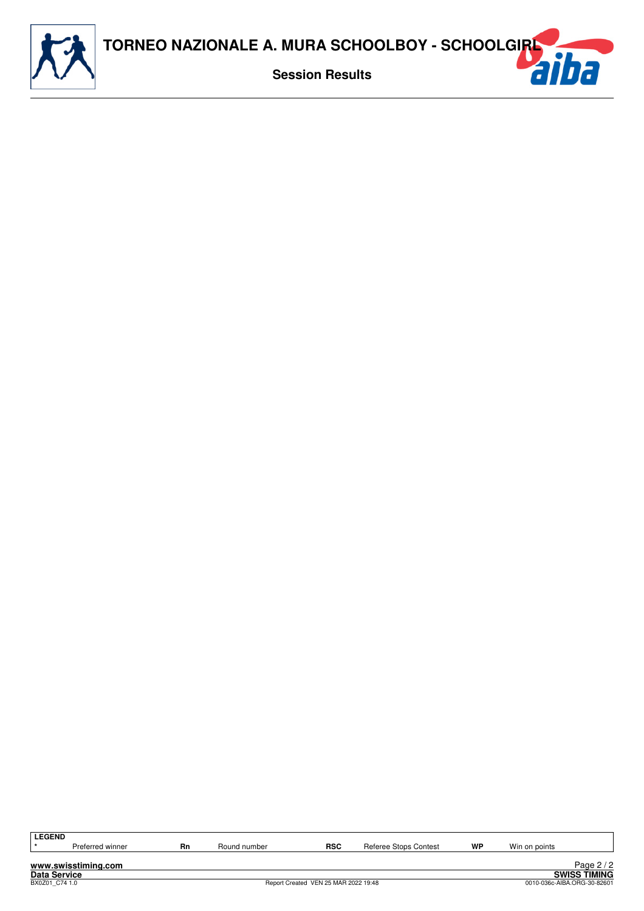# TORNEO NAZIONALE A. MURA SCHOOLBOY - SCHOOLGIRL

## Session Results

| LEGEND | | | | | | | |
|---|---|---|---|---|---|---|---|
| * | Preferred winner | Rn | Round number | RSC | Referee Stops Contest | WP | Win on points |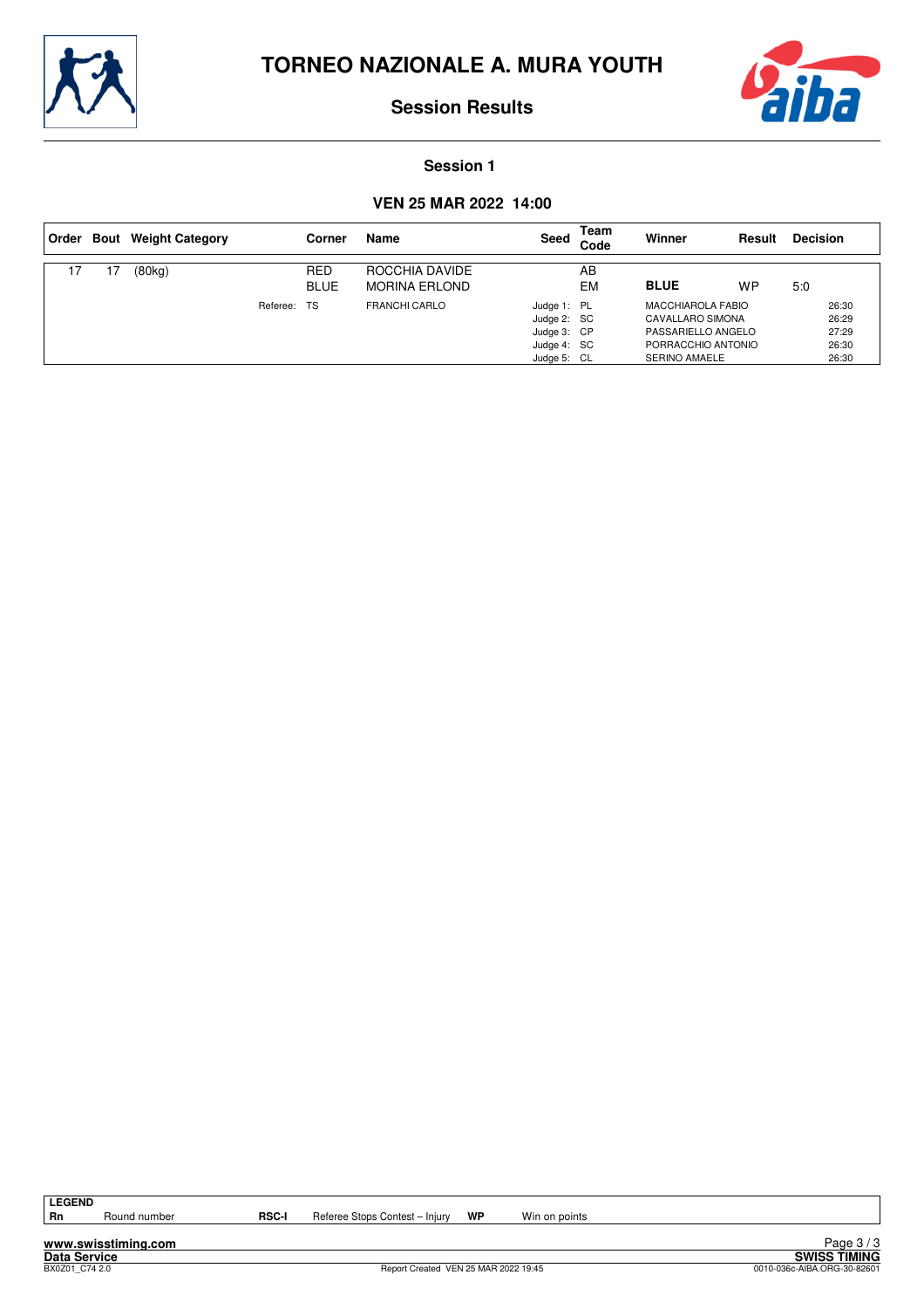# TORNEO NAZIONALE A. MURA YOUTH

## Session Results

### Session 1

### VEN 25 MAR 2022 14:00

| Order | Bout | Weight Category | Corner | Name | Seed | Team Code | Winner | Result | Decision |
|---|---|---|---|---|---|---|---|---|---|
| 17 | 17 | (80kg) | RED | ROCCHIA DAVIDE | | AB | | | |
| | | | BLUE | MORINA ERLOND | | EM | **BLUE** | WP | 5:0 |
| | | Referee: | TS | FRANCHI CARLO | Judge 1: | PL | MACCHIAROLA FABIO | | 26:30 |
| | | | | | Judge 2: | SC | CAVALLARO SIMONA | | 26:29 |
| | | | | | Judge 3: | CP | PASSARIELLO ANGELO | | 27:29 |
| | | | | | Judge 4: | SC | PORRACCHIO ANTONIO | | 26:30 |
| | | | | | Judge 5: | CL | SERINO AMAELE | | 26:30 |

**LEGEND**

| | | | | | |
|---|---|---|---|---|---|
| **Rn** | Round number | **RSC-I** | Referee Stops Contest – Injury | **WP** | Win on points |

www.swisstiming.com
Data Service
BX0Z01_C74 2.0
Report Created VEN 25 MAR 2022 19:45
SWISS TIMING
0010-036c-AIBA.ORG-30-82601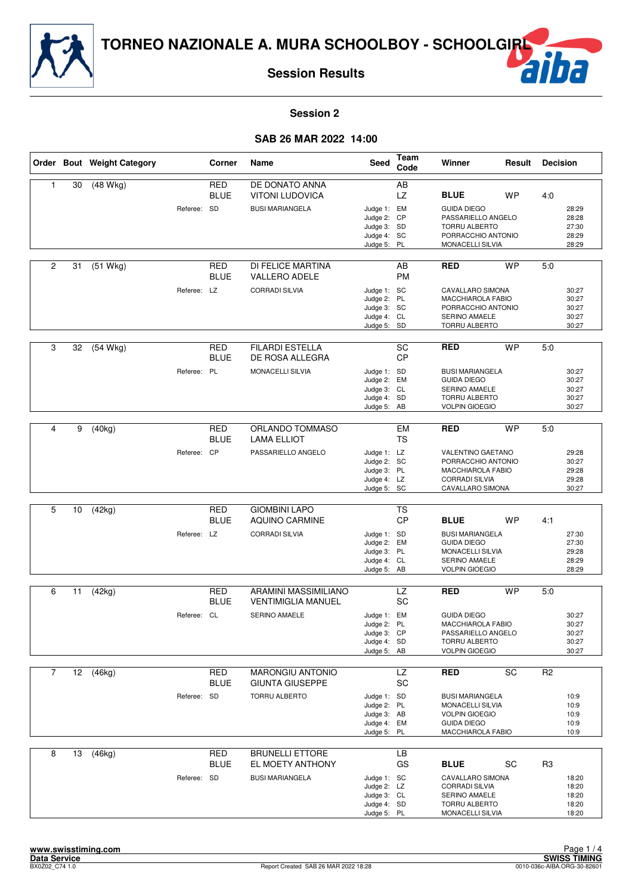# TORNEO NAZIONALE A. MURA SCHOOLBOY - SCHOOLGIRL

## Session Results

### Session 2

### SAB 26 MAR 2022 14:00

| Order | Bout | Weight Category | Corner | Name | Seed | Team Code | Winner | Result | Decision |
|---|---|---|---|---|---|---|---|---|---|
| 1 | 30 | (48 Wkg) | RED | DE DONATO ANNA | | AB | | | |
| | | | BLUE | VITONI LUDOVICA | | LZ | BLUE | WP | 4:0 |
| | | Referee: | SD | BUSI MARIANGELA | Judge 1: | EM | GUIDA DIEGO | | 28:29 |
| | | | | | Judge 2: | CP | PASSARIELLO ANGELO | | 28:28 |
| | | | | | Judge 3: | SD | TORRU ALBERTO | | 27:30 |
| | | | | | Judge 4: | SC | PORRACCHIO ANTONIO | | 28:29 |
| | | | | | Judge 5: | PL | MONACELLI SILVIA | | 28:29 |
| 2 | 31 | (51 Wkg) | RED | DI FELICE MARTINA | | AB | RED | WP | 5:0 |
| | | | BLUE | VALLERO ADELE | | PM | | | |
| | | Referee: | LZ | CORRADI SILVIA | Judge 1: | SC | CAVALLARO SIMONA | | 30:27 |
| | | | | | Judge 2: | PL | MACCHIAROLA FABIO | | 30:27 |
| | | | | | Judge 3: | SC | PORRACCHIO ANTONIO | | 30:27 |
| | | | | | Judge 4: | CL | SERINO AMAELE | | 30:27 |
| | | | | | Judge 5: | SD | TORRU ALBERTO | | 30:27 |
| 3 | 32 | (54 Wkg) | RED | FILARDI ESTELLA | | SC | RED | WP | 5:0 |
| | | | BLUE | DE ROSA ALLEGRA | | CP | | | |
| | | Referee: | PL | MONACELLI SILVIA | Judge 1: | SD | BUSI MARIANGELA | | 30:27 |
| | | | | | Judge 2: | EM | GUIDA DIEGO | | 30:27 |
| | | | | | Judge 3: | CL | SERINO AMAELE | | 30:27 |
| | | | | | Judge 4: | SD | TORRU ALBERTO | | 30:27 |
| | | | | | Judge 5: | AB | VOLPIN GIOEGIO | | 30:27 |
| 4 | 9 | (40kg) | RED | ORLANDO TOMMASO | | EM | RED | WP | 5:0 |
| | | | BLUE | LAMA ELLIOT | | TS | | | |
| | | Referee: | CP | PASSARIELLO ANGELO | Judge 1: | LZ | VALENTINO GAETANO | | 29:28 |
| | | | | | Judge 2: | SC | PORRACCHIO ANTONIO | | 30:27 |
| | | | | | Judge 3: | PL | MACCHIAROLA FABIO | | 29:28 |
| | | | | | Judge 4: | LZ | CORRADI SILVIA | | 29:28 |
| | | | | | Judge 5: | SC | CAVALLARO SIMONA | | 30:27 |
| 5 | 10 | (42kg) | RED | GIOMBINI LAPO | | TS | | | |
| | | | BLUE | AQUINO CARMINE | | CP | BLUE | WP | 4:1 |
| | | Referee: | LZ | CORRADI SILVIA | Judge 1: | SD | BUSI MARIANGELA | | 27:30 |
| | | | | | Judge 2: | EM | GUIDA DIEGO | | 27:30 |
| | | | | | Judge 3: | PL | MONACELLI SILVIA | | 29:28 |
| | | | | | Judge 4: | CL | SERINO AMAELE | | 28:29 |
| | | | | | Judge 5: | AB | VOLPIN GIOEGIO | | 28:29 |
| 6 | 11 | (42kg) | RED | ARAMINI MASSIMILIANO | | LZ | RED | WP | 5:0 |
| | | | BLUE | VENTIMIGLIA MANUEL | | SC | | | |
| | | Referee: | CL | SERINO AMAELE | Judge 1: | EM | GUIDA DIEGO | | 30:27 |
| | | | | | Judge 2: | PL | MACCHIAROLA FABIO | | 30:27 |
| | | | | | Judge 3: | CP | PASSARIELLO ANGELO | | 30:27 |
| | | | | | Judge 4: | SD | TORRU ALBERTO | | 30:27 |
| | | | | | Judge 5: | AB | VOLPIN GIOEGIO | | 30:27 |
| 7 | 12 | (46kg) | RED | MARONGIU ANTONIO | | LZ | RED | SC | R2 |
| | | | BLUE | GIUNTA GIUSEPPE | | SC | | | |
| | | Referee: | SD | TORRU ALBERTO | Judge 1: | SD | BUSI MARIANGELA | | 10:9 |
| | | | | | Judge 2: | PL | MONACELLI SILVIA | | 10:9 |
| | | | | | Judge 3: | AB | VOLPIN GIOEGIO | | 10:9 |
| | | | | | Judge 4: | EM | GUIDA DIEGO | | 10:9 |
| | | | | | Judge 5: | PL | MACCHIAROLA FABIO | | 10:9 |
| 8 | 13 | (46kg) | RED | BRUNELLI ETTORE | | LB | | | |
| | | | BLUE | EL MOETY ANTHONY | | GS | BLUE | SC | R3 |
| | | Referee: | SD | BUSI MARIANGELA | Judge 1: | SC | CAVALLARO SIMONA | | 18:20 |
| | | | | | Judge 2: | LZ | CORRADI SILVIA | | 18:20 |
| | | | | | Judge 3: | CL | SERINO AMAELE | | 18:20 |
| | | | | | Judge 4: | SD | TORRU ALBERTO | | 18:20 |
| | | | | | Judge 5: | PL | MONACELLI SILVIA | | 18:20 |

www.swisstiming.com
Data Service
BX0Z02_C74 1.0

Report Created SAB 26 MAR 2022 18:28

SWISS TIMING
0010-036c-AIBA.ORG-30-82601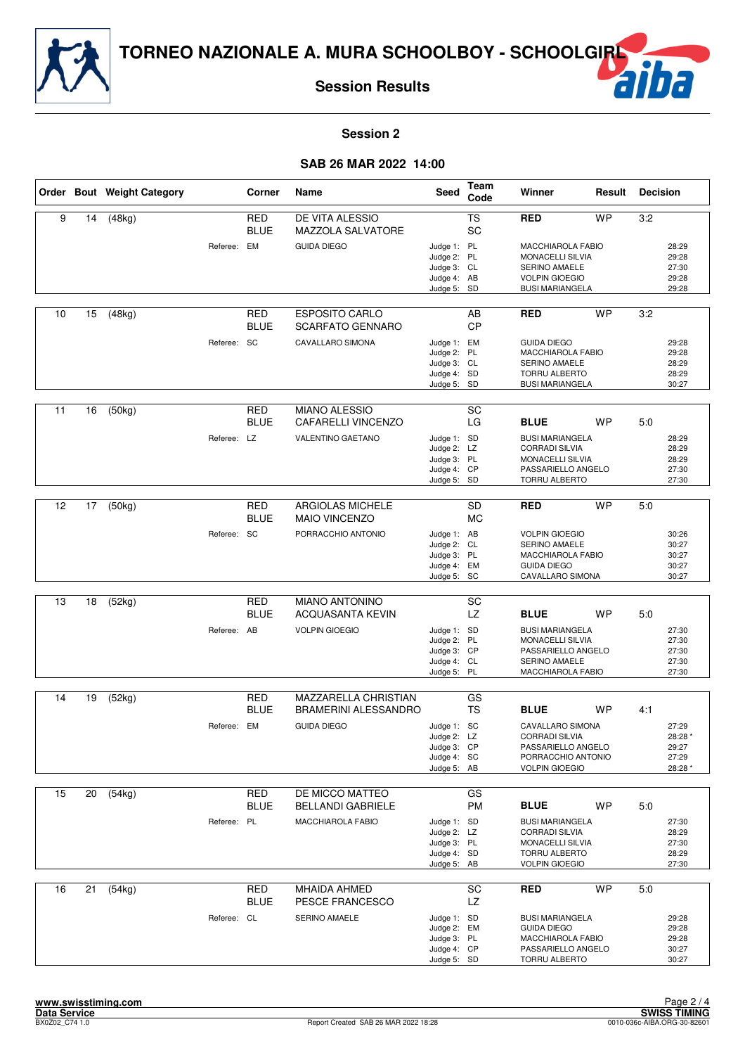# TORNEO NAZIONALE A. MURA SCHOOLBOY - SCHOOLGIRL

## Session Results

### Session 2

### SAB 26 MAR 2022 14:00

| Order | Bout | Weight Category | Corner | Name | Seed | Team Code | Winner | Result | Decision |
|---|---|---|---|---|---|---|---|---|---|
| 9 | 14 | (48kg) | RED | DE VITA ALESSIO | | TS | RED | WP | 3:2 |
| | | | BLUE | MAZZOLA SALVATORE | | SC | | | |
| | | | Referee: EM | GUIDA DIEGO | Judge 1: | PL | MACCHIAROLA FABIO | | 28:29 |
| | | | | | Judge 2: | PL | MONACELLI SILVIA | | 29:28 |
| | | | | | Judge 3: | CL | SERINO AMAELE | | 27:30 |
| | | | | | Judge 4: | AB | VOLPIN GIOEGIO | | 29:28 |
| | | | | | Judge 5: | SD | BUSI MARIANGELA | | 29:28 |
| 10 | 15 | (48kg) | RED | ESPOSITO CARLO | | AB | RED | WP | 3:2 |
| | | | BLUE | SCARFATO GENNARO | | CP | | | |
| | | | Referee: SC | CAVALLARO SIMONA | Judge 1: | EM | GUIDA DIEGO | | 29:28 |
| | | | | | Judge 2: | PL | MACCHIAROLA FABIO | | 29:28 |
| | | | | | Judge 3: | CL | SERINO AMAELE | | 28:29 |
| | | | | | Judge 4: | SD | TORRU ALBERTO | | 28:29 |
| | | | | | Judge 5: | SD | BUSI MARIANGELA | | 30:27 |
| 11 | 16 | (50kg) | RED | MIANO ALESSIO | | SC | | | |
| | | | BLUE | CAFARELLI VINCENZO | | LG | BLUE | WP | 5:0 |
| | | | Referee: LZ | VALENTINO GAETANO | Judge 1: | SD | BUSI MARIANGELA | | 28:29 |
| | | | | | Judge 2: | LZ | CORRADI SILVIA | | 28:29 |
| | | | | | Judge 3: | PL | MONACELLI SILVIA | | 28:29 |
| | | | | | Judge 4: | CP | PASSARIELLO ANGELO | | 27:30 |
| | | | | | Judge 5: | SD | TORRU ALBERTO | | 27:30 |
| 12 | 17 | (50kg) | RED | ARGIOLAS MICHELE | | SD | RED | WP | 5:0 |
| | | | BLUE | MAIO VINCENZO | | MC | | | |
| | | | Referee: SC | PORRACCHIO ANTONIO | Judge 1: | AB | VOLPIN GIOEGIO | | 30:26 |
| | | | | | Judge 2: | CL | SERINO AMAELE | | 30:27 |
| | | | | | Judge 3: | PL | MACCHIAROLA FABIO | | 30:27 |
| | | | | | Judge 4: | EM | GUIDA DIEGO | | 30:27 |
| | | | | | Judge 5: | SC | CAVALLARO SIMONA | | 30:27 |
| 13 | 18 | (52kg) | RED | MIANO ANTONINO | | SC | | | |
| | | | BLUE | ACQUASANTA KEVIN | | LZ | BLUE | WP | 5:0 |
| | | | Referee: AB | VOLPIN GIOEGIO | Judge 1: | SD | BUSI MARIANGELA | | 27:30 |
| | | | | | Judge 2: | PL | MONACELLI SILVIA | | 27:30 |
| | | | | | Judge 3: | CP | PASSARIELLO ANGELO | | 27:30 |
| | | | | | Judge 4: | CL | SERINO AMAELE | | 27:30 |
| | | | | | Judge 5: | PL | MACCHIAROLA FABIO | | 27:30 |
| 14 | 19 | (52kg) | RED | MAZZARELLA CHRISTIAN | | GS | | | |
| | | | BLUE | BRAMERINI ALESSANDRO | | TS | BLUE | WP | 4:1 |
| | | | Referee: EM | GUIDA DIEGO | Judge 1: | SC | CAVALLARO SIMONA | | 27:29 |
| | | | | | Judge 2: | LZ | CORRADI SILVIA | | 28:28 * |
| | | | | | Judge 3: | CP | PASSARIELLO ANGELO | | 29:27 |
| | | | | | Judge 4: | SC | PORRACCHIO ANTONIO | | 27:29 |
| | | | | | Judge 5: | AB | VOLPIN GIOEGIO | | 28:28 * |
| 15 | 20 | (54kg) | RED | DE MICCO MATTEO | | GS | | | |
| | | | BLUE | BELLANDI GABRIELE | | PM | BLUE | WP | 5:0 |
| | | | Referee: PL | MACCHIAROLA FABIO | Judge 1: | SD | BUSI MARIANGELA | | 27:30 |
| | | | | | Judge 2: | LZ | CORRADI SILVIA | | 28:29 |
| | | | | | Judge 3: | PL | MONACELLI SILVIA | | 27:30 |
| | | | | | Judge 4: | SD | TORRU ALBERTO | | 28:29 |
| | | | | | Judge 5: | AB | VOLPIN GIOEGIO | | 27:30 |
| 16 | 21 | (54kg) | RED | MHAIDA AHMED | | SC | RED | WP | 5:0 |
| | | | BLUE | PESCE FRANCESCO | | LZ | | | |
| | | | Referee: CL | SERINO AMAELE | Judge 1: | SD | BUSI MARIANGELA | | 29:28 |
| | | | | | Judge 2: | EM | GUIDA DIEGO | | 29:28 |
| | | | | | Judge 3: | PL | MACCHIAROLA FABIO | | 29:28 |
| | | | | | Judge 4: | CP | PASSARIELLO ANGELO | | 30:27 |
| | | | | | Judge 5: | SD | TORRU ALBERTO | | 30:27 |

www.swisstiming.com
Data Service
BX0Z02_C74 1.0 — Report Created SAB 26 MAR 2022 18:28 — SWISS TIMING 0010-036c-AIBA.ORG-30-82601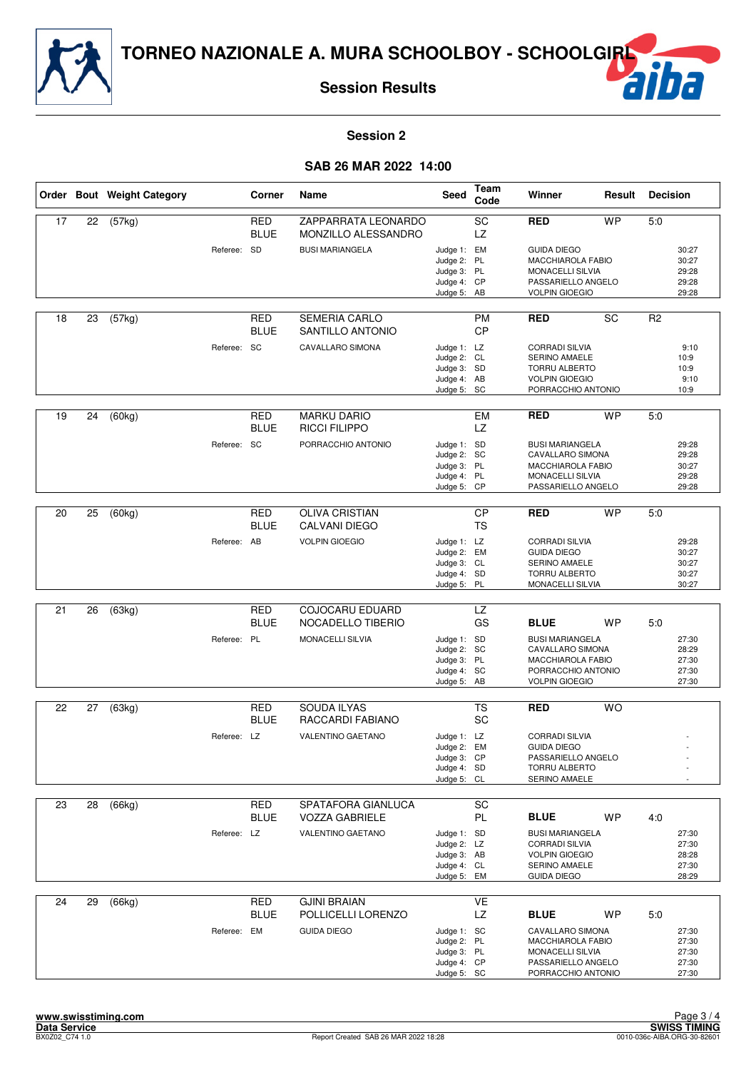# TORNEO NAZIONALE A. MURA SCHOOLBOY - SCHOOLGIRL

## Session Results

### Session 2

### SAB 26 MAR 2022 14:00

| Order | Bout | Weight Category | Corner | Name | Seed | Team Code | Winner | Result | Decision |
|---|---|---|---|---|---|---|---|---|---|
| 17 | 22 | (57kg) | RED | ZAPPARRATA LEONARDO | | SC | RED | WP | 5:0 |
| | | | BLUE | MONZILLO ALESSANDRO | | LZ | | | |
| | | Referee: | SD | BUSI MARIANGELA | Judge 1: | EM | GUIDA DIEGO | | 30:27 |
| | | | | | Judge 2: | PL | MACCHIAROLA FABIO | | 30:27 |
| | | | | | Judge 3: | PL | MONACELLI SILVIA | | 29:28 |
| | | | | | Judge 4: | CP | PASSARIELLO ANGELO | | 29:28 |
| | | | | | Judge 5: | AB | VOLPIN GIOEGIO | | 29:28 |
| 18 | 23 | (57kg) | RED | SEMERIA CARLO | | PM | RED | SC | R2 |
| | | | BLUE | SANTILLO ANTONIO | | CP | | | |
| | | Referee: | SC | CAVALLARO SIMONA | Judge 1: | LZ | CORRADI SILVIA | | 9:10 |
| | | | | | Judge 2: | CL | SERINO AMAELE | | 10:9 |
| | | | | | Judge 3: | SD | TORRU ALBERTO | | 10:9 |
| | | | | | Judge 4: | AB | VOLPIN GIOEGIO | | 9:10 |
| | | | | | Judge 5: | SC | PORRACCHIO ANTONIO | | 10:9 |
| 19 | 24 | (60kg) | RED | MARKU DARIO | | EM | RED | WP | 5:0 |
| | | | BLUE | RICCI FILIPPO | | LZ | | | |
| | | Referee: | SC | PORRACCHIO ANTONIO | Judge 1: | SD | BUSI MARIANGELA | | 29:28 |
| | | | | | Judge 2: | SC | CAVALLARO SIMONA | | 29:28 |
| | | | | | Judge 3: | PL | MACCHIAROLA FABIO | | 30:27 |
| | | | | | Judge 4: | PL | MONACELLI SILVIA | | 29:28 |
| | | | | | Judge 5: | CP | PASSARIELLO ANGELO | | 29:28 |
| 20 | 25 | (60kg) | RED | OLIVA CRISTIAN | | CP | RED | WP | 5:0 |
| | | | BLUE | CALVANI DIEGO | | TS | | | |
| | | Referee: | AB | VOLPIN GIOEGIO | Judge 1: | LZ | CORRADI SILVIA | | 29:28 |
| | | | | | Judge 2: | EM | GUIDA DIEGO | | 30:27 |
| | | | | | Judge 3: | CL | SERINO AMAELE | | 30:27 |
| | | | | | Judge 4: | SD | TORRU ALBERTO | | 30:27 |
| | | | | | Judge 5: | PL | MONACELLI SILVIA | | 30:27 |
| 21 | 26 | (63kg) | RED | COJOCARU EDUARD | | LZ | | | |
| | | | BLUE | NOCADELLO TIBERIO | | GS | BLUE | WP | 5:0 |
| | | Referee: | PL | MONACELLI SILVIA | Judge 1: | SD | BUSI MARIANGELA | | 27:30 |
| | | | | | Judge 2: | SC | CAVALLARO SIMONA | | 28:29 |
| | | | | | Judge 3: | PL | MACCHIAROLA FABIO | | 27:30 |
| | | | | | Judge 4: | SC | PORRACCHIO ANTONIO | | 27:30 |
| | | | | | Judge 5: | AB | VOLPIN GIOEGIO | | 27:30 |
| 22 | 27 | (63kg) | RED | SOUDA ILYAS | | TS | RED | WO | |
| | | | BLUE | RACCARDI FABIANO | | SC | | | |
| | | Referee: | LZ | VALENTINO GAETANO | Judge 1: | LZ | CORRADI SILVIA | | - |
| | | | | | Judge 2: | EM | GUIDA DIEGO | | - |
| | | | | | Judge 3: | CP | PASSARIELLO ANGELO | | - |
| | | | | | Judge 4: | SD | TORRU ALBERTO | | - |
| | | | | | Judge 5: | CL | SERINO AMAELE | | - |
| 23 | 28 | (66kg) | RED | SPATAFORA GIANLUCA | | SC | | | |
| | | | BLUE | VOZZA GABRIELE | | PL | BLUE | WP | 4:0 |
| | | Referee: | LZ | VALENTINO GAETANO | Judge 1: | SD | BUSI MARIANGELA | | 27:30 |
| | | | | | Judge 2: | LZ | CORRADI SILVIA | | 27:30 |
| | | | | | Judge 3: | AB | VOLPIN GIOEGIO | | 28:28 |
| | | | | | Judge 4: | CL | SERINO AMAELE | | 27:30 |
| | | | | | Judge 5: | EM | GUIDA DIEGO | | 28:29 |
| 24 | 29 | (66kg) | RED | GJINI BRAIAN | | VE | | | |
| | | | BLUE | POLLICELLI LORENZO | | LZ | BLUE | WP | 5:0 |
| | | Referee: | EM | GUIDA DIEGO | Judge 1: | SC | CAVALLARO SIMONA | | 27:30 |
| | | | | | Judge 2: | PL | MACCHIAROLA FABIO | | 27:30 |
| | | | | | Judge 3: | PL | MONACELLI SILVIA | | 27:30 |
| | | | | | Judge 4: | CP | PASSARIELLO ANGELO | | 27:30 |
| | | | | | Judge 5: | SC | PORRACCHIO ANTONIO | | 27:30 |

www.swisstiming.com
Data Service
BX0Z02_C74 1.0

Report Created SAB 26 MAR 2022 18:28

SWISS TIMING
0010-036c-AIBA.ORG-30-82601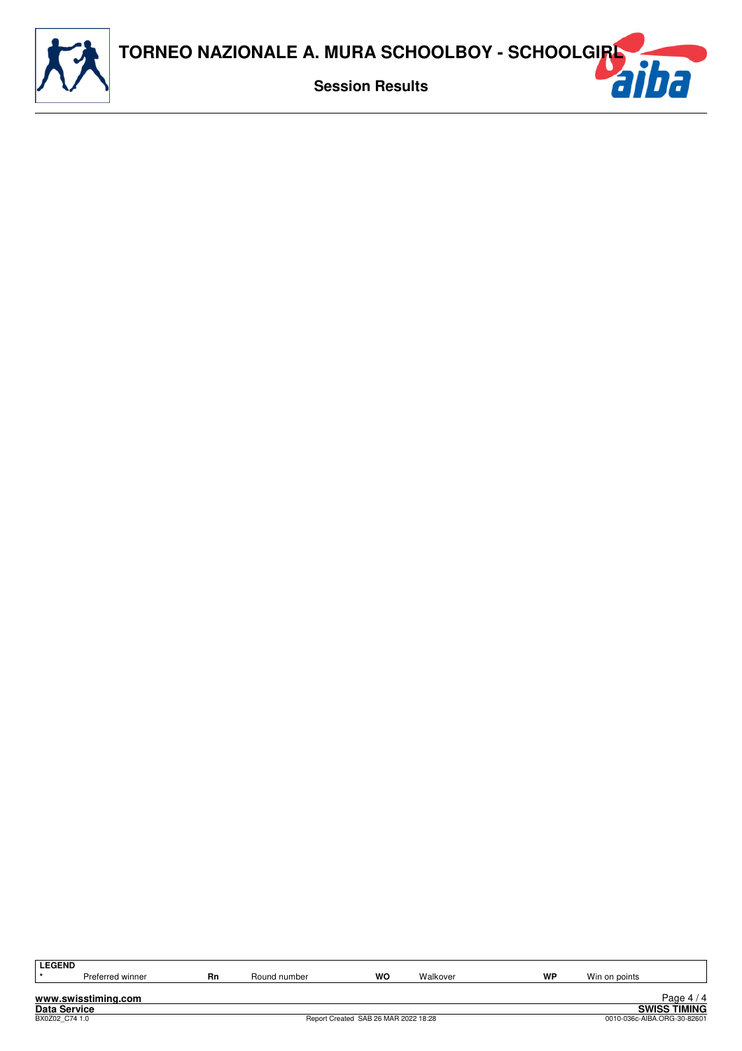**LEGEND**

| * | Preferred winner | Rn | Round number | WO | Walkover | WP | Win on points |
|---|---|---|---|---|---|---|---|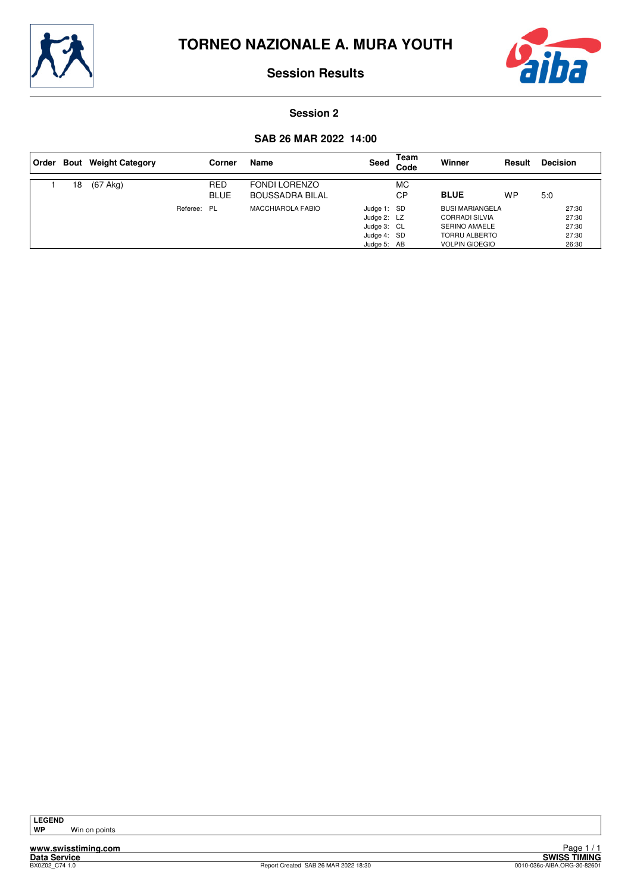# TORNEO NAZIONALE A. MURA YOUTH

## Session Results

### Session 2

### SAB 26 MAR 2022 14:00

| Order | Bout | Weight Category | Corner | Name | Seed | Team Code | Winner | Result | Decision |
|---|---|---|---|---|---|---|---|---|---|
| 1 | 18 | (67 Akg) | RED | FONDI LORENZO | | MC | | | |
| | | | BLUE | BOUSSADRA BILAL | | CP | **BLUE** | WP | 5:0 |
| | | Referee: | PL | MACCHIAROLA FABIO | Judge 1: | SD | BUSI MARIANGELA | | 27:30 |
| | | | | | Judge 2: | LZ | CORRADI SILVIA | | 27:30 |
| | | | | | Judge 3: | CL | SERINO AMAELE | | 27:30 |
| | | | | | Judge 4: | SD | TORRU ALBERTO | | 27:30 |
| | | | | | Judge 5: | AB | VOLPIN GIOEGIO | | 26:30 |

**LEGEND**
**WP** Win on points

www.swisstiming.com
Data Service — SWISS TIMING
BX0Z02_C74 1.0 — Report Created SAB 26 MAR 2022 18:30 — 0010-036c-AIBA.ORG-30-82601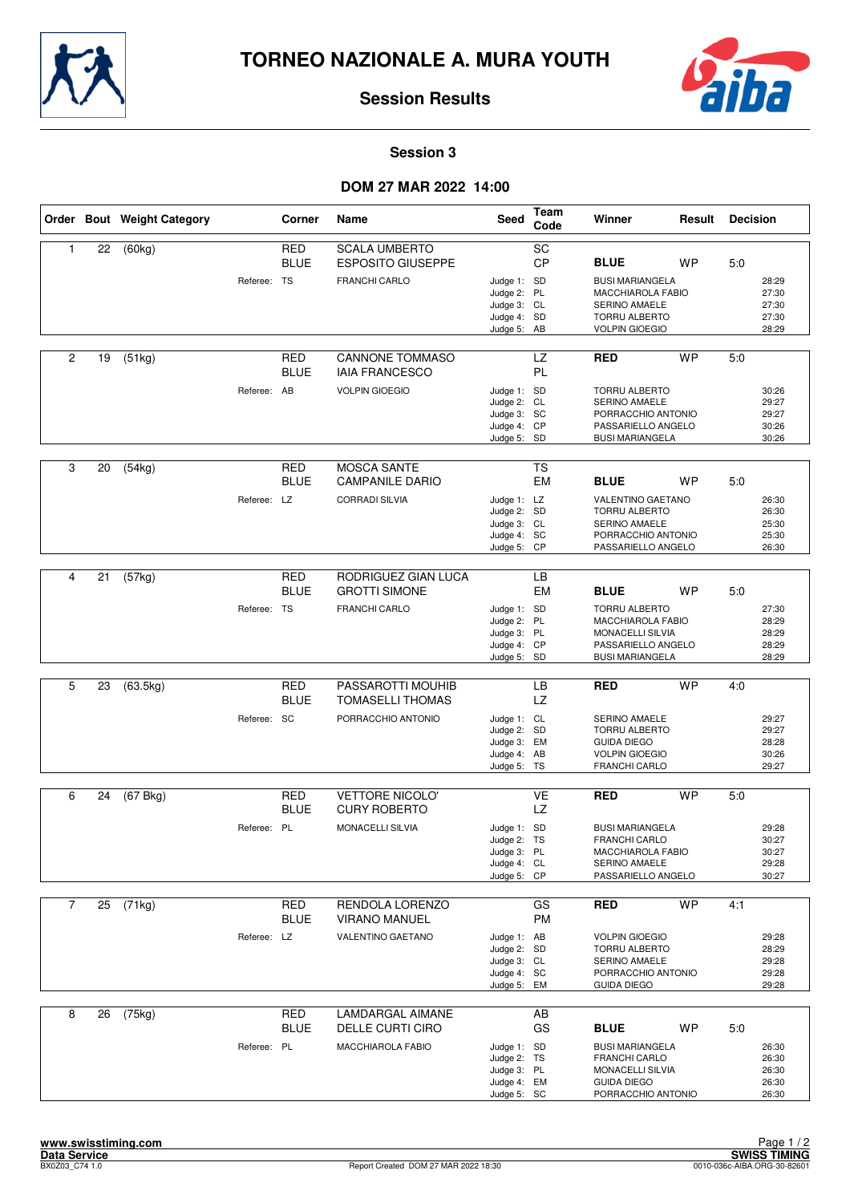# TORNEO NAZIONALE A. MURA YOUTH

## Session Results

### Session 3

### DOM 27 MAR 2022 14:00

| Order | Bout | Weight Category | Corner | Name | Seed | Team Code | Winner | Result | Decision |
|---|---|---|---|---|---|---|---|---|---|
| 1 | 22 | (60kg) | RED | SCALA UMBERTO | | SC | | | |
| | | | BLUE | ESPOSITO GIUSEPPE | | CP | **BLUE** | WP | 5:0 |
| | | | Referee: TS | FRANCHI CARLO | Judge 1: | SD | BUSI MARIANGELA | | 28:29 |
| | | | | | Judge 2: | PL | MACCHIAROLA FABIO | | 27:30 |
| | | | | | Judge 3: | CL | SERINO AMAELE | | 27:30 |
| | | | | | Judge 4: | SD | TORRU ALBERTO | | 27:30 |
| | | | | | Judge 5: | AB | VOLPIN GIOEGIO | | 28:29 |
| 2 | 19 | (51kg) | RED | CANNONE TOMMASO | | LZ | **RED** | WP | 5:0 |
| | | | BLUE | IAIA FRANCESCO | | PL | | | |
| | | | Referee: AB | VOLPIN GIOEGIO | Judge 1: | SD | TORRU ALBERTO | | 30:26 |
| | | | | | Judge 2: | CL | SERINO AMAELE | | 29:27 |
| | | | | | Judge 3: | SC | PORRACCHIO ANTONIO | | 29:27 |
| | | | | | Judge 4: | CP | PASSARIELLO ANGELO | | 30:26 |
| | | | | | Judge 5: | SD | BUSI MARIANGELA | | 30:26 |
| 3 | 20 | (54kg) | RED | MOSCA SANTE | | TS | | | |
| | | | BLUE | CAMPANILE DARIO | | EM | **BLUE** | WP | 5:0 |
| | | | Referee: LZ | CORRADI SILVIA | Judge 1: | LZ | VALENTINO GAETANO | | 26:30 |
| | | | | | Judge 2: | SD | TORRU ALBERTO | | 26:30 |
| | | | | | Judge 3: | CL | SERINO AMAELE | | 25:30 |
| | | | | | Judge 4: | SC | PORRACCHIO ANTONIO | | 25:30 |
| | | | | | Judge 5: | CP | PASSARIELLO ANGELO | | 26:30 |
| 4 | 21 | (57kg) | RED | RODRIGUEZ GIAN LUCA | | LB | | | |
| | | | BLUE | GROTTI SIMONE | | EM | **BLUE** | WP | 5:0 |
| | | | Referee: TS | FRANCHI CARLO | Judge 1: | SD | TORRU ALBERTO | | 27:30 |
| | | | | | Judge 2: | PL | MACCHIAROLA FABIO | | 28:29 |
| | | | | | Judge 3: | PL | MONACELLI SILVIA | | 28:29 |
| | | | | | Judge 4: | CP | PASSARIELLO ANGELO | | 28:29 |
| | | | | | Judge 5: | SD | BUSI MARIANGELA | | 28:29 |
| 5 | 23 | (63.5kg) | RED | PASSAROTTI MOUHIB | | LB | **RED** | WP | 4:0 |
| | | | BLUE | TOMASELLI THOMAS | | LZ | | | |
| | | | Referee: SC | PORRACCHIO ANTONIO | Judge 1: | CL | SERINO AMAELE | | 29:27 |
| | | | | | Judge 2: | SD | TORRU ALBERTO | | 29:27 |
| | | | | | Judge 3: | EM | GUIDA DIEGO | | 28:28 |
| | | | | | Judge 4: | AB | VOLPIN GIOEGIO | | 30:26 |
| | | | | | Judge 5: | TS | FRANCHI CARLO | | 29:27 |
| 6 | 24 | (67 Bkg) | RED | VETTORE NICOLO' | | VE | **RED** | WP | 5:0 |
| | | | BLUE | CURY ROBERTO | | LZ | | | |
| | | | Referee: PL | MONACELLI SILVIA | Judge 1: | SD | BUSI MARIANGELA | | 29:28 |
| | | | | | Judge 2: | TS | FRANCHI CARLO | | 30:27 |
| | | | | | Judge 3: | PL | MACCHIAROLA FABIO | | 30:27 |
| | | | | | Judge 4: | CL | SERINO AMAELE | | 29:28 |
| | | | | | Judge 5: | CP | PASSARIELLO ANGELO | | 30:27 |
| 7 | 25 | (71kg) | RED | RENDOLA LORENZO | | GS | **RED** | WP | 4:1 |
| | | | BLUE | VIRANO MANUEL | | PM | | | |
| | | | Referee: LZ | VALENTINO GAETANO | Judge 1: | AB | VOLPIN GIOEGIO | | 29:28 |
| | | | | | Judge 2: | SD | TORRU ALBERTO | | 28:29 |
| | | | | | Judge 3: | CL | SERINO AMAELE | | 29:28 |
| | | | | | Judge 4: | SC | PORRACCHIO ANTONIO | | 29:28 |
| | | | | | Judge 5: | EM | GUIDA DIEGO | | 29:28 |
| 8 | 26 | (75kg) | RED | LAMDARGAL AIMANE | | AB | | | |
| | | | BLUE | DELLE CURTI CIRO | | GS | **BLUE** | WP | 5:0 |
| | | | Referee: PL | MACCHIAROLA FABIO | Judge 1: | SD | BUSI MARIANGELA | | 26:30 |
| | | | | | Judge 2: | TS | FRANCHI CARLO | | 26:30 |
| | | | | | Judge 3: | PL | MONACELLI SILVIA | | 26:30 |
| | | | | | Judge 4: | EM | GUIDA DIEGO | | 26:30 |
| | | | | | Judge 5: | SC | PORRACCHIO ANTONIO | | 26:30 |

www.swisstiming.com
Data Service
BX0Z03_C74 1.0

Report Created DOM 27 MAR 2022 18:30

SWISS TIMING
0010-036c-AIBA.ORG-30-82601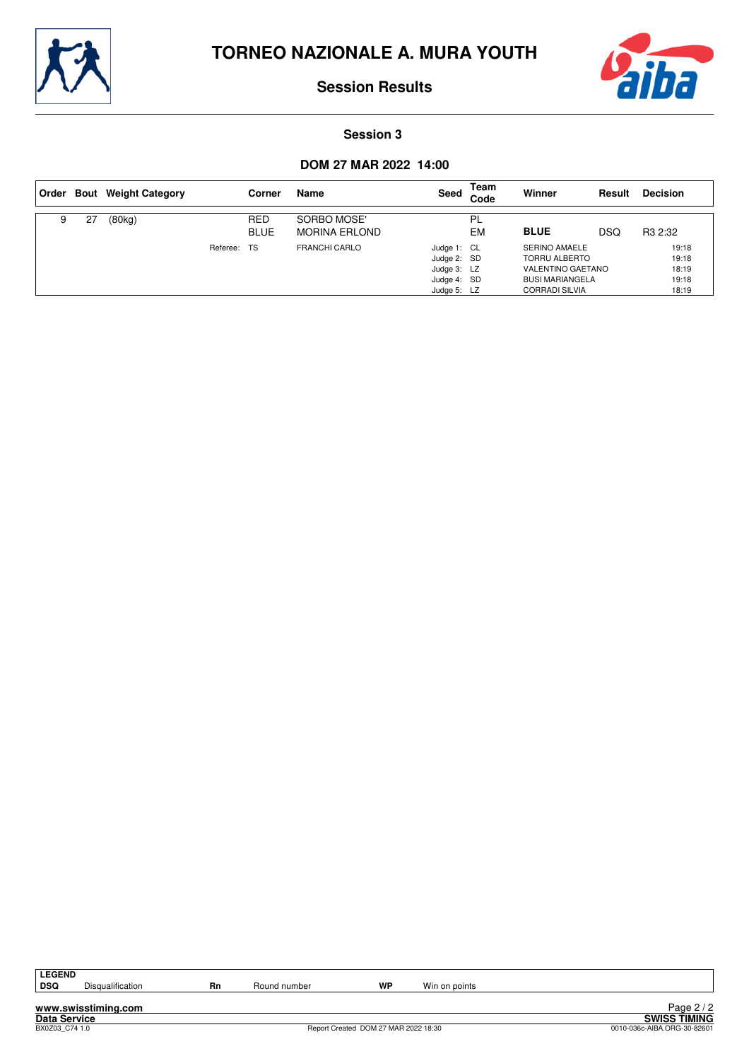# TORNEO NAZIONALE A. MURA YOUTH

## Session Results

### Session 3

### DOM 27 MAR 2022 14:00

| Order | Bout | Weight Category | Corner | Name | Seed | Team Code | Winner | Result | Decision |
|---|---|---|---|---|---|---|---|---|---|
| 9 | 27 | (80kg) | RED | SORBO MOSE' | | PL | | | |
| | | | BLUE | MORINA ERLOND | | EM | **BLUE** | DSQ | R3 2:32 |
| | | Referee: | TS | FRANCHI CARLO | Judge 1: | CL | SERINO AMAELE | | 19:18 |
| | | | | | Judge 2: | SD | TORRU ALBERTO | | 19:18 |
| | | | | | Judge 3: | LZ | VALENTINO GAETANO | | 18:19 |
| | | | | | Judge 4: | SD | BUSI MARIANGELA | | 19:18 |
| | | | | | Judge 5: | LZ | CORRADI SILVIA | | 18:19 |

**LEGEND**

| | | | | | |
|---|---|---|---|---|---|
| **DSQ** | Disqualification | **Rn** | Round number | **WP** | Win on points |

www.swisstiming.com
Data Service
BX0Z03_C74 1.0
Report Created DOM 27 MAR 2022 18:30
SWISS TIMING
0010-036c-AIBA.ORG-30-82601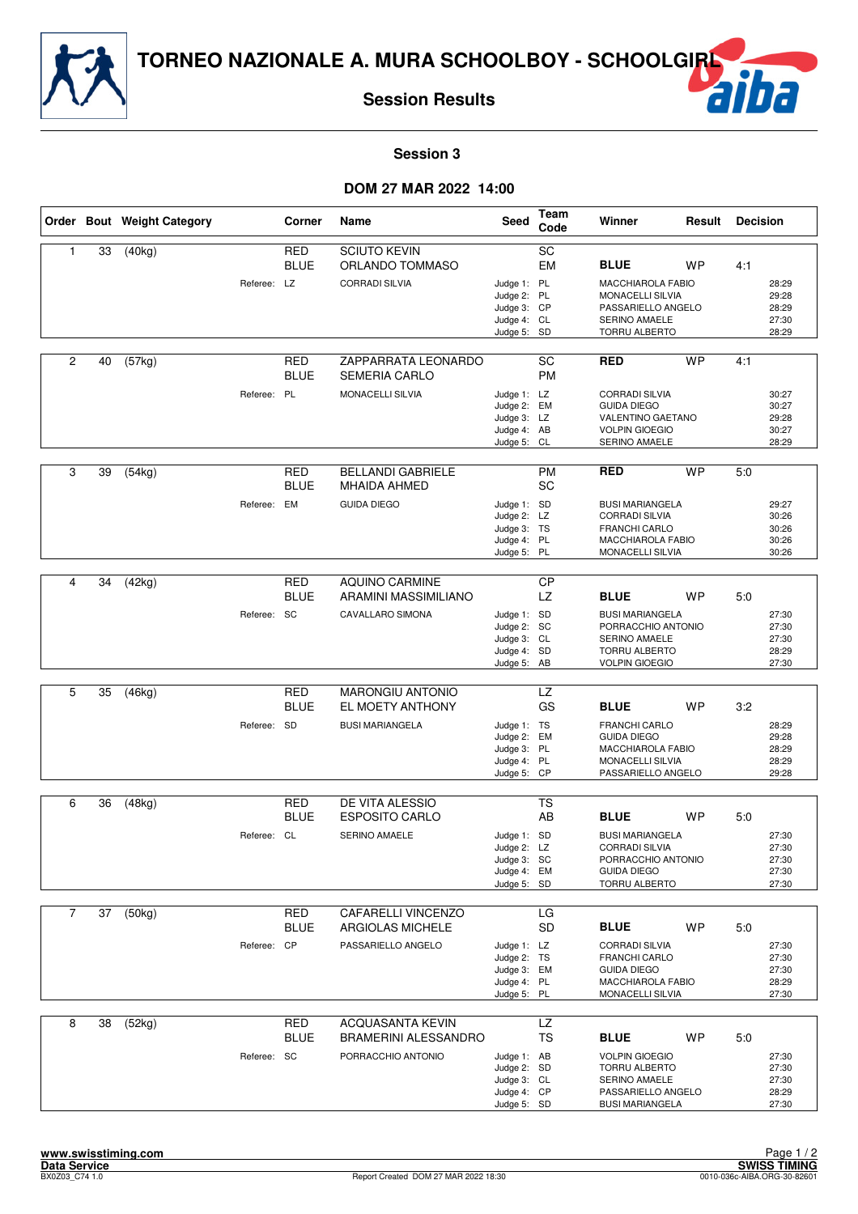# TORNEO NAZIONALE A. MURA SCHOOLBOY - SCHOOLGIRL

## Session Results

### Session 3

### DOM 27 MAR 2022 14:00

| Order | Bout | Weight Category | Corner | Name | Seed | Team Code | Winner | Result | Decision |
|---|---|---|---|---|---|---|---|---|---|
| 1 | 33 | (40kg) | RED | SCIUTO KEVIN | | SC | | | |
| | | | BLUE | ORLANDO TOMMASO | | EM | **BLUE** | WP | 4:1 |
| | | Referee: | LZ | CORRADI SILVIA | Judge 1: | PL | MACCHIAROLA FABIO | | 28:29 |
| | | | | | Judge 2: | PL | MONACELLI SILVIA | | 29:28 |
| | | | | | Judge 3: | CP | PASSARIELLO ANGELO | | 28:29 |
| | | | | | Judge 4: | CL | SERINO AMAELE | | 27:30 |
| | | | | | Judge 5: | SD | TORRU ALBERTO | | 28:29 |
| 2 | 40 | (57kg) | RED | ZAPPARRATA LEONARDO | | SC | **RED** | WP | 4:1 |
| | | | BLUE | SEMERIA CARLO | | PM | | | |
| | | Referee: | PL | MONACELLI SILVIA | Judge 1: | LZ | CORRADI SILVIA | | 30:27 |
| | | | | | Judge 2: | EM | GUIDA DIEGO | | 30:27 |
| | | | | | Judge 3: | LZ | VALENTINO GAETANO | | 29:28 |
| | | | | | Judge 4: | AB | VOLPIN GIOEGIO | | 30:27 |
| | | | | | Judge 5: | CL | SERINO AMAELE | | 28:29 |
| 3 | 39 | (54kg) | RED | BELLANDI GABRIELE | | PM | **RED** | WP | 5:0 |
| | | | BLUE | MHAIDA AHMED | | SC | | | |
| | | Referee: | EM | GUIDA DIEGO | Judge 1: | SD | BUSI MARIANGELA | | 29:27 |
| | | | | | Judge 2: | LZ | CORRADI SILVIA | | 30:26 |
| | | | | | Judge 3: | TS | FRANCHI CARLO | | 30:26 |
| | | | | | Judge 4: | PL | MACCHIAROLA FABIO | | 30:26 |
| | | | | | Judge 5: | PL | MONACELLI SILVIA | | 30:26 |
| 4 | 34 | (42kg) | RED | AQUINO CARMINE | | CP | | | |
| | | | BLUE | ARAMINI MASSIMILIANO | | LZ | **BLUE** | WP | 5:0 |
| | | Referee: | SC | CAVALLARO SIMONA | Judge 1: | SD | BUSI MARIANGELA | | 27:30 |
| | | | | | Judge 2: | SC | PORRACCHIO ANTONIO | | 27:30 |
| | | | | | Judge 3: | CL | SERINO AMAELE | | 27:30 |
| | | | | | Judge 4: | SD | TORRU ALBERTO | | 28:29 |
| | | | | | Judge 5: | AB | VOLPIN GIOEGIO | | 27:30 |
| 5 | 35 | (46kg) | RED | MARONGIU ANTONIO | | LZ | | | |
| | | | BLUE | EL MOETY ANTHONY | | GS | **BLUE** | WP | 3:2 |
| | | Referee: | SD | BUSI MARIANGELA | Judge 1: | TS | FRANCHI CARLO | | 28:29 |
| | | | | | Judge 2: | EM | GUIDA DIEGO | | 29:28 |
| | | | | | Judge 3: | PL | MACCHIAROLA FABIO | | 28:29 |
| | | | | | Judge 4: | PL | MONACELLI SILVIA | | 28:29 |
| | | | | | Judge 5: | CP | PASSARIELLO ANGELO | | 29:28 |
| 6 | 36 | (48kg) | RED | DE VITA ALESSIO | | TS | | | |
| | | | BLUE | ESPOSITO CARLO | | AB | **BLUE** | WP | 5:0 |
| | | Referee: | CL | SERINO AMAELE | Judge 1: | SD | BUSI MARIANGELA | | 27:30 |
| | | | | | Judge 2: | LZ | CORRADI SILVIA | | 27:30 |
| | | | | | Judge 3: | SC | PORRACCHIO ANTONIO | | 27:30 |
| | | | | | Judge 4: | EM | GUIDA DIEGO | | 27:30 |
| | | | | | Judge 5: | SD | TORRU ALBERTO | | 27:30 |
| 7 | 37 | (50kg) | RED | CAFARELLI VINCENZO | | LG | | | |
| | | | BLUE | ARGIOLAS MICHELE | | SD | **BLUE** | WP | 5:0 |
| | | Referee: | CP | PASSARIELLO ANGELO | Judge 1: | LZ | CORRADI SILVIA | | 27:30 |
| | | | | | Judge 2: | TS | FRANCHI CARLO | | 27:30 |
| | | | | | Judge 3: | EM | GUIDA DIEGO | | 27:30 |
| | | | | | Judge 4: | PL | MACCHIAROLA FABIO | | 28:29 |
| | | | | | Judge 5: | PL | MONACELLI SILVIA | | 27:30 |
| 8 | 38 | (52kg) | RED | ACQUASANTA KEVIN | | LZ | | | |
| | | | BLUE | BRAMERINI ALESSANDRO | | TS | **BLUE** | WP | 5:0 |
| | | Referee: | SC | PORRACCHIO ANTONIO | Judge 1: | AB | VOLPIN GIOEGIO | | 27:30 |
| | | | | | Judge 2: | SD | TORRU ALBERTO | | 27:30 |
| | | | | | Judge 3: | CL | SERINO AMAELE | | 27:30 |
| | | | | | Judge 4: | CP | PASSARIELLO ANGELO | | 28:29 |
| | | | | | Judge 5: | SD | BUSI MARIANGELA | | 27:30 |

www.swisstiming.com
Data Service
BX0Z03_C74 1.0

Report Created DOM 27 MAR 2022 18:30

SWISS TIMING
0010-036c-AIBA.ORG-30-82601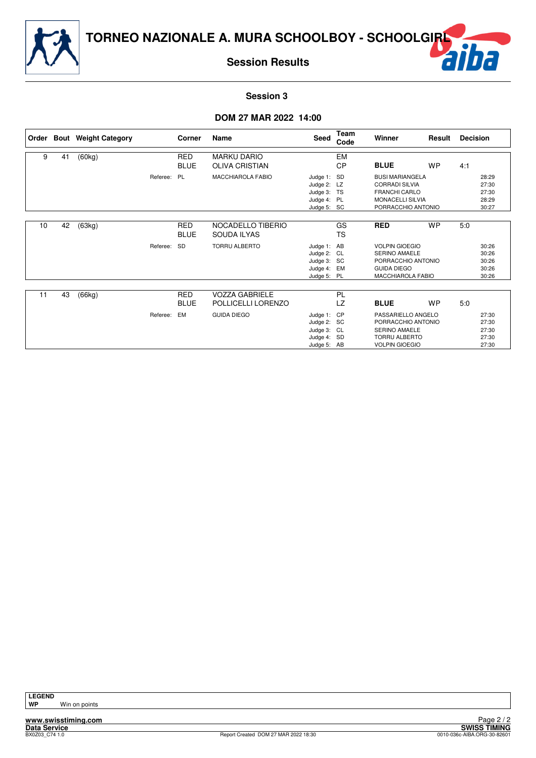# TORNEO NAZIONALE A. MURA SCHOOLBOY - SCHOOLGIRL

## Session Results

### Session 3

### DOM 27 MAR 2022 14:00

| Order | Bout | Weight Category | | Corner | Name | Seed | Team Code | Winner | Result | Decision |
|---|---|---|---|---|---|---|---|---|---|---|
| 9 | 41 | (60kg) | | RED | MARKU DARIO | | EM | | | |
| | | | | BLUE | OLIVA CRISTIAN | | CP | **BLUE** | WP | 4:1 |
| | | | Referee: | PL | MACCHIAROLA FABIO | Judge 1: | SD | BUSI MARIANGELA | | 28:29 |
| | | | | | | Judge 2: | LZ | CORRADI SILVIA | | 27:30 |
| | | | | | | Judge 3: | TS | FRANCHI CARLO | | 27:30 |
| | | | | | | Judge 4: | PL | MONACELLI SILVIA | | 28:29 |
| | | | | | | Judge 5: | SC | PORRACCHIO ANTONIO | | 30:27 |
| 10 | 42 | (63kg) | | RED | NOCADELLO TIBERIO | | GS | **RED** | WP | 5:0 |
| | | | | BLUE | SOUDA ILYAS | | TS | | | |
| | | | Referee: | SD | TORRU ALBERTO | Judge 1: | AB | VOLPIN GIOEGIO | | 30:26 |
| | | | | | | Judge 2: | CL | SERINO AMAELE | | 30:26 |
| | | | | | | Judge 3: | SC | PORRACCHIO ANTONIO | | 30:26 |
| | | | | | | Judge 4: | EM | GUIDA DIEGO | | 30:26 |
| | | | | | | Judge 5: | PL | MACCHIAROLA FABIO | | 30:26 |
| 11 | 43 | (66kg) | | RED | VOZZA GABRIELE | | PL | | | |
| | | | | BLUE | POLLICELLI LORENZO | | LZ | **BLUE** | WP | 5:0 |
| | | | Referee: | EM | GUIDA DIEGO | Judge 1: | CP | PASSARIELLO ANGELO | | 27:30 |
| | | | | | | Judge 2: | SC | PORRACCHIO ANTONIO | | 27:30 |
| | | | | | | Judge 3: | CL | SERINO AMAELE | | 27:30 |
| | | | | | | Judge 4: | SD | TORRU ALBERTO | | 27:30 |
| | | | | | | Judge 5: | AB | VOLPIN GIOEGIO | | 27:30 |

**LEGEND**

**WP** Win on points

www.swisstiming.com
Data Service
BX0Z03_C74 1.0

Report Created DOM 27 MAR 2022 18:30

SWISS TIMING
0010-036c-AIBA.ORG-30-82601